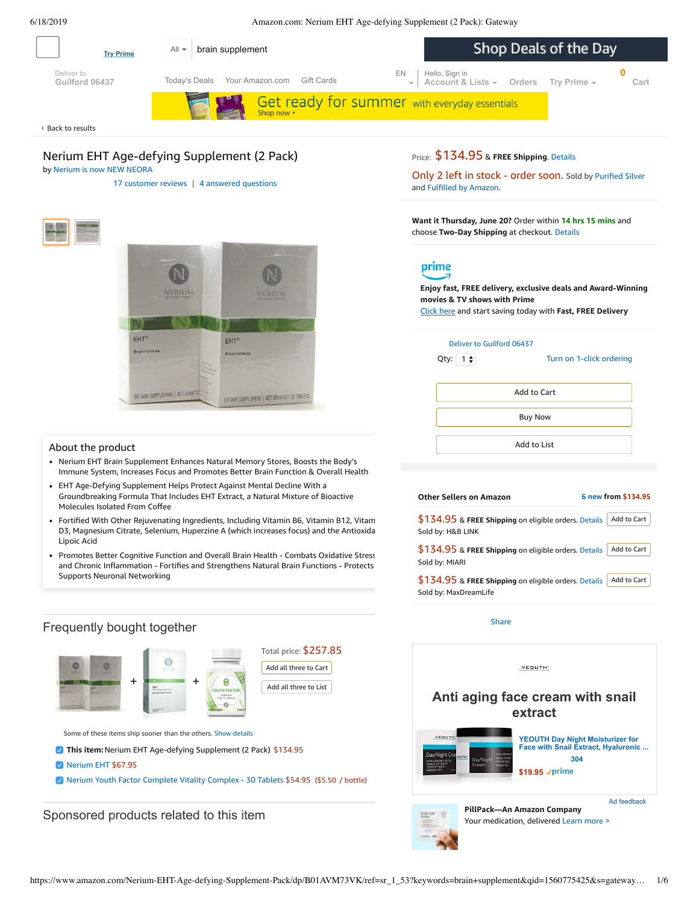Try Prime

All brain supplement

Shop Deals of the Day

Deliver to Guilford 06437

Today's Deals Your Amazon.com Gift Cards

EN

Hello, Sign in Account & Lists Orders Try Prime

0 Cart

Get ready for summer with everyday essentials
Shop now ›

‹ Back to results

# Nerium EHT Age-defying Supplement (2 Pack)

by Nerium is now NEW NEORA

17 customer reviews | 4 answered questions

Price: $134.95 & **FREE Shipping**. Details

Only 2 left in stock - order soon. Sold by Purified Silver and Fulfilled by Amazon.

**Want it Thursday, June 20?** Order within **14 hrs 15 mins** and choose **Two-Day Shipping** at checkout. Details

prime

**Enjoy fast, FREE delivery, exclusive deals and Award-Winning movies & TV shows with Prime**
Click here and start saving today with **Fast, FREE Delivery**

Deliver to Guilford 06437

Qty: 1

Turn on 1-click ordering

Add to Cart

Buy Now

Add to List

## About the product

- Nerium EHT Brain Supplement Enhances Natural Memory Stores, Boosts the Body's Immune System, Increases Focus and Promotes Better Brain Function & Overall Health
- EHT Age-Defying Supplement Helps Protect Against Mental Decline With a Groundbreaking Formula That Includes EHT Extract, a Natural Mixture of Bioactive Molecules Isolated From Coffee
- Fortified With Other Rejuvenating Ingredients, Including Vitamin B6, Vitamin B12, Vitam D3, Magnesium Citrate, Selenium, Huperzine A (which increases focus) and the Antioxida Lipoic Acid
- Promotes Better Cognitive Function and Overall Brain Health - Combats Oxidative Stress and Chronic Inflammation - Fortifies and Strengthens Natural Brain Functions - Protects Supports Neuronal Networking

**Other Sellers on Amazon** 6 new from $134.95

$134.95 & **FREE Shipping** on eligible orders. Details — Add to Cart
Sold by: H&B LINK

$134.95 & **FREE Shipping** on eligible orders. Details — Add to Cart
Sold by: MIARI

$134.95 & **FREE Shipping** on eligible orders. Details — Add to Cart
Sold by: MaxDreamLife

Share

## Frequently bought together

Total price: $257.85

Add all three to Cart

Add all three to List

Some of these items ship sooner than the others. Show details

- **This item:** Nerium EHT Age-defying Supplement (2 Pack) $134.95
- Nerium EHT $67.95
- Nerium Youth Factor Complete Vitality Complex - 30 Tablets $54.95 ($5.50 / bottle)

YEOUTH

**Anti aging face cream with snail extract**

YEOUTH Day Night Moisturizer for Face with Snail Extract, Hyaluronic ...
304
$19.95 prime

Ad feedback

## Sponsored products related to this item

**PillPack—An Amazon Company**
Your medication, delivered Learn more >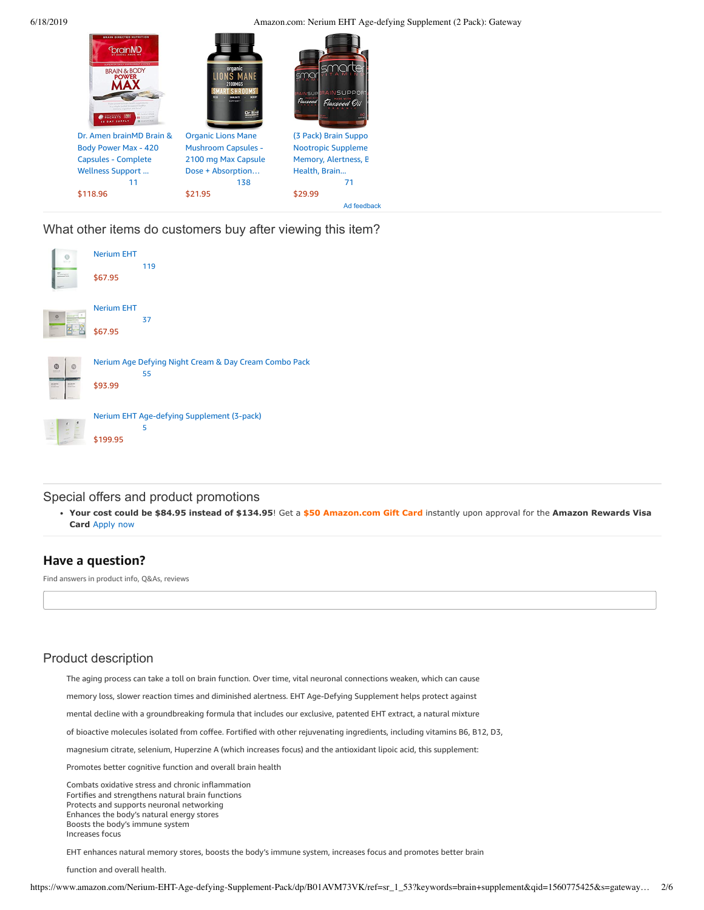Dr. Amen brainMD Brain & Body Power Max - 420 Capsules - Complete Wellness Support ...
11
$118.96

Organic Lions Mane Mushroom Capsules - 2100 mg Max Capsule Dose + Absorption…
138
$21.95

(3 Pack) Brain Suppo Nootropic Suppleme Memory, Alertness, E Health, Brain...
71
$29.99

Ad feedback

## What other items do customers buy after viewing this item?

Nerium EHT
119
$67.95

Nerium EHT
37
$67.95

Nerium Age Defying Night Cream & Day Cream Combo Pack
55
$93.99

Nerium EHT Age-defying Supplement (3-pack)
5
$199.95

## Special offers and product promotions

- **Your cost could be $84.95 instead of $134.95**! Get a **$50 Amazon.com Gift Card** instantly upon approval for the **Amazon Rewards Visa Card** Apply now

## Have a question?

Find answers in product info, Q&As, reviews

## Product description

The aging process can take a toll on brain function. Over time, vital neuronal connections weaken, which can cause memory loss, slower reaction times and diminished alertness. EHT Age-Defying Supplement helps protect against mental decline with a groundbreaking formula that includes our exclusive, patented EHT extract, a natural mixture of bioactive molecules isolated from coffee. Fortified with other rejuvenating ingredients, including vitamins B6, B12, D3, magnesium citrate, selenium, Huperzine A (which increases focus) and the antioxidant lipoic acid, this supplement:

Promotes better cognitive function and overall brain health

Combats oxidative stress and chronic inflammation
Fortifies and strengthens natural brain functions
Protects and supports neuronal networking
Enhances the body's natural energy stores
Boosts the body's immune system
Increases focus

EHT enhances natural memory stores, boosts the body's immune system, increases focus and promotes better brain function and overall health.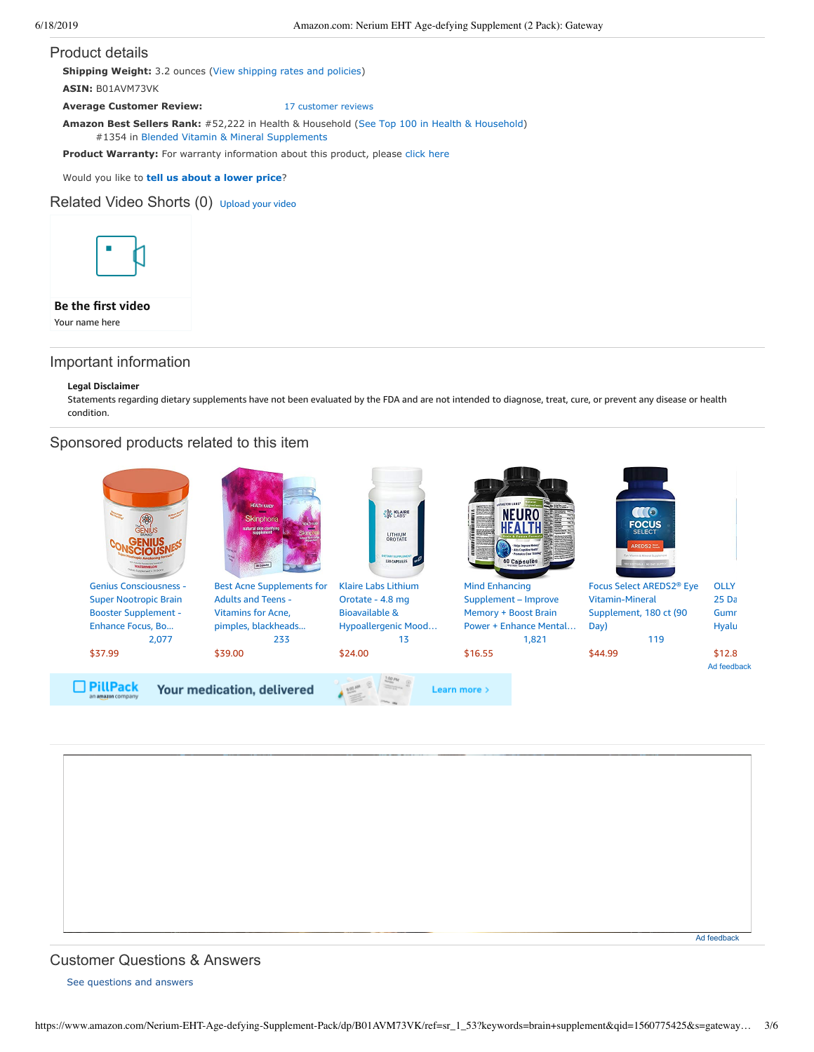## Product details

**Shipping Weight:** 3.2 ounces (View shipping rates and policies)

**ASIN:** B01AVM73VK

**Average Customer Review:** 17 customer reviews

**Amazon Best Sellers Rank:** #52,222 in Health & Household (See Top 100 in Health & Household)
#1354 in Blended Vitamin & Mineral Supplements

**Product Warranty:** For warranty information about this product, please click here

Would you like to **tell us about a lower price**?

## Related Video Shorts (0) Upload your video

**Be the first video**

Your name here

## Important information

**Legal Disclaimer**

Statements regarding dietary supplements have not been evaluated by the FDA and are not intended to diagnose, treat, cure, or prevent any disease or health condition.

## Sponsored products related to this item

Genius Consciousness - Super Nootropic Brain Booster Supplement - Enhance Focus, Bo...
2,077
$37.99

Best Acne Supplements for Adults and Teens - Vitamins for Acne, pimples, blackheads...
233
$39.00

Klaire Labs Lithium Orotate - 4.8 mg Bioavailable & Hypoallergenic Mood...
13
$24.00

Mind Enhancing Supplement – Improve Memory + Boost Brain Power + Enhance Mental...
1,821
$16.55

Focus Select AREDS2® Eye Vitamin-Mineral Supplement, 180 ct (90 Day)
119
$44.99

OLLY 25 Da Gumr Hyalu
$12.8

Ad feedback

PillPack an amazon company — Your medication, delivered — Learn more ›

Ad feedback

## Customer Questions & Answers

See questions and answers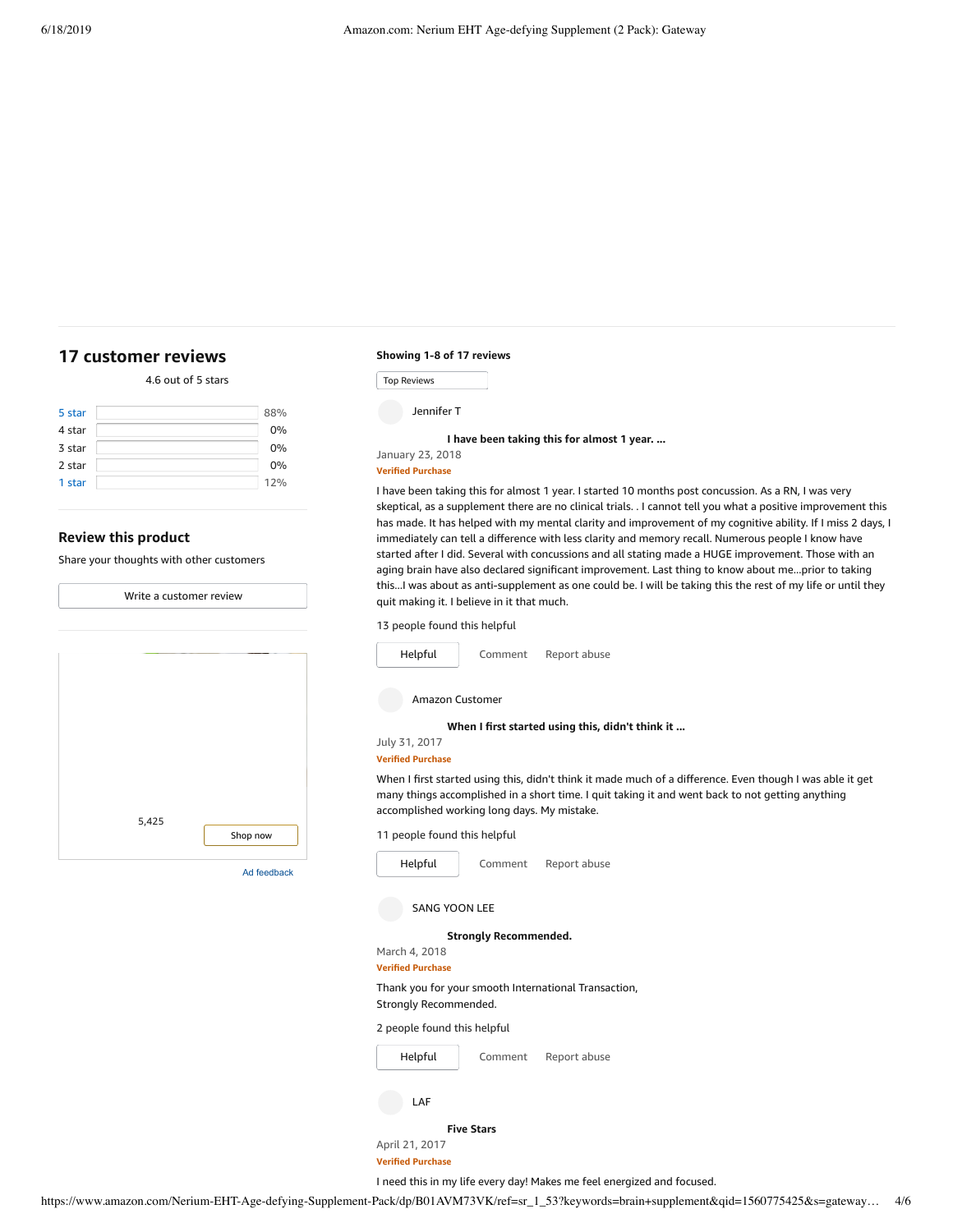## 17 customer reviews

4.6 out of 5 stars

| | |
|---|---|
| 5 star | 88% |
| 4 star | 0% |
| 3 star | 0% |
| 2 star | 0% |
| 1 star | 12% |

### Review this product

Share your thoughts with other customers

Write a customer review

5,425

Shop now

Ad feedback

**Showing 1-8 of 17 reviews**

Top Reviews

Jennifer T

**I have been taking this for almost 1 year. ...**

January 23, 2018

**Verified Purchase**

I have been taking this for almost 1 year. I started 10 months post concussion. As a RN, I was very skeptical, as a supplement there are no clinical trials. . I cannot tell you what a positive improvement this has made. It has helped with my mental clarity and improvement of my cognitive ability. If I miss 2 days, I immediately can tell a difference with less clarity and memory recall. Numerous people I know have started after I did. Several with concussions and all stating made a HUGE improvement. Those with an aging brain have also declared significant improvement. Last thing to know about me...prior to taking this...I was about as anti-supplement as one could be. I will be taking this the rest of my life or until they quit making it. I believe in it that much.

13 people found this helpful

Helpful Comment Report abuse

Amazon Customer

**When I first started using this, didn't think it ...**

July 31, 2017

**Verified Purchase**

When I first started using this, didn't think it made much of a difference. Even though I was able it get many things accomplished in a short time. I quit taking it and went back to not getting anything accomplished working long days. My mistake.

11 people found this helpful

Helpful Comment Report abuse

SANG YOON LEE

**Strongly Recommended.**

March 4, 2018

**Verified Purchase**

Thank you for your smooth International Transaction,
Strongly Recommended.

2 people found this helpful

Helpful Comment Report abuse

LAF

**Five Stars**

April 21, 2017

**Verified Purchase**

I need this in my life every day! Makes me feel energized and focused.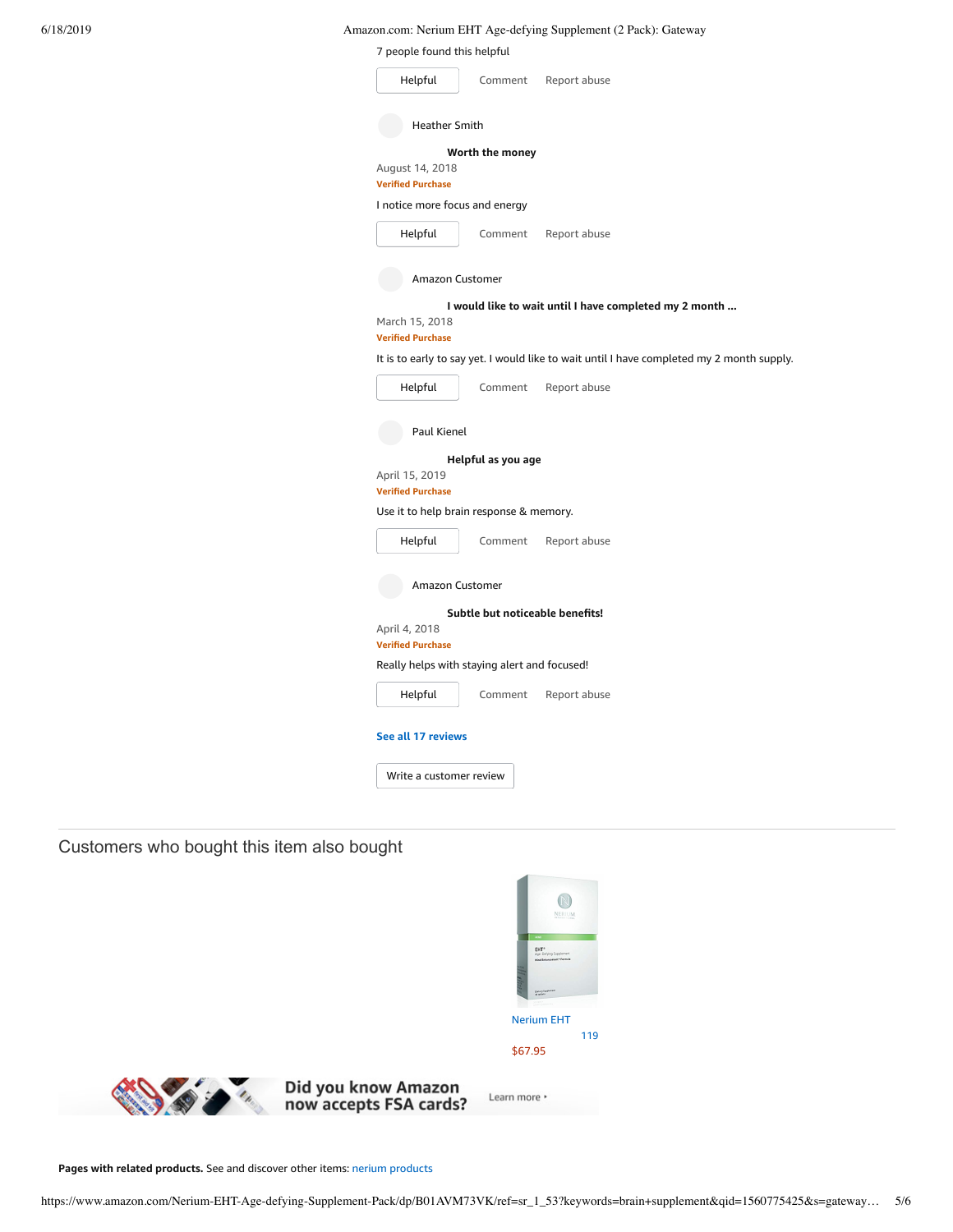7 people found this helpful

Helpful    Comment    Report abuse

Heather Smith

**Worth the money**

August 14, 2018

**Verified Purchase**

I notice more focus and energy

Helpful    Comment    Report abuse

Amazon Customer

**I would like to wait until I have completed my 2 month ...**

March 15, 2018

**Verified Purchase**

It is to early to say yet. I would like to wait until I have completed my 2 month supply.

Helpful    Comment    Report abuse

Paul Kienel

**Helpful as you age**

April 15, 2019

**Verified Purchase**

Use it to help brain response & memory.

Helpful    Comment    Report abuse

Amazon Customer

**Subtle but noticeable benefits!**

April 4, 2018

**Verified Purchase**

Really helps with staying alert and focused!

Helpful    Comment    Report abuse

**See all 17 reviews**

Write a customer review

## Customers who bought this item also bought

Nerium EHT

119

$67.95

**Did you know Amazon now accepts FSA cards?** Learn more ›

**Pages with related products.** See and discover other items: nerium products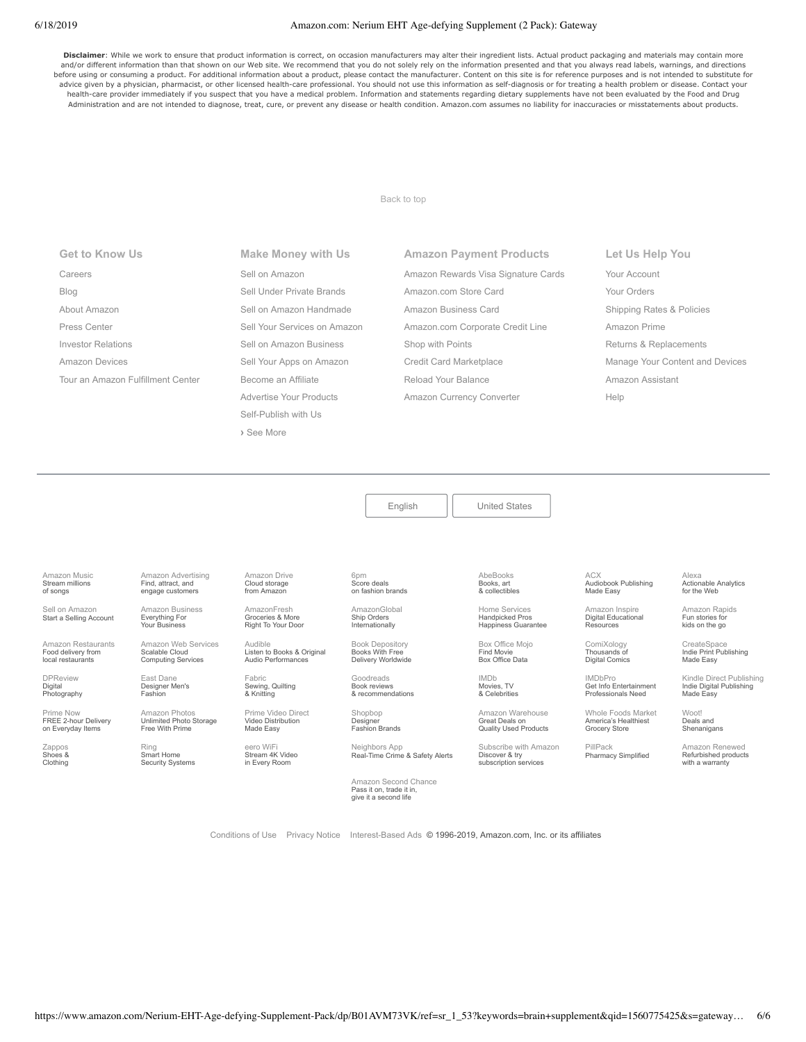**Disclaimer**: While we work to ensure that product information is correct, on occasion manufacturers may alter their ingredient lists. Actual product packaging and materials may contain more and/or different information than that shown on our Web site. We recommend that you do not solely rely on the information presented and that you always read labels, warnings, and directions before using or consuming a product. For additional information about a product, please contact the manufacturer. Content on this site is for reference purposes and is not intended to substitute for advice given by a physician, pharmacist, or other licensed health-care professional. You should not use this information as self-diagnosis or for treating a health problem or disease. Contact your health-care provider immediately if you suspect that you have a medical problem. Information and statements regarding dietary supplements have not been evaluated by the Food and Drug Administration and are not intended to diagnose, treat, cure, or prevent any disease or health condition. Amazon.com assumes no liability for inaccuracies or misstatements about products.

Back to top

### Get to Know Us

- Careers
- Blog
- About Amazon
- Press Center
- Investor Relations
- Amazon Devices
- Tour an Amazon Fulfillment Center

### Make Money with Us

- Sell on Amazon
- Sell Under Private Brands
- Sell on Amazon Handmade
- Sell Your Services on Amazon
- Sell on Amazon Business
- Sell Your Apps on Amazon
- Become an Affiliate
- Advertise Your Products
- Self-Publish with Us
- › See More

### Amazon Payment Products

- Amazon Rewards Visa Signature Cards
- Amazon.com Store Card
- Amazon Business Card
- Amazon.com Corporate Credit Line
- Shop with Points
- Credit Card Marketplace
- Reload Your Balance
- Amazon Currency Converter

### Let Us Help You

- Your Account
- Your Orders
- Shipping Rates & Policies
- Amazon Prime
- Returns & Replacements
- Manage Your Content and Devices
- Amazon Assistant
- Help

English | United States

- Amazon Music – Stream millions of songs
- Amazon Advertising – Find, attract, and engage customers
- Amazon Drive – Cloud storage from Amazon
- 6pm – Score deals on fashion brands
- AbeBooks – Books, art & collectibles
- ACX – Audiobook Publishing Made Easy
- Alexa – Actionable Analytics for the Web
- Sell on Amazon – Start a Selling Account
- Amazon Business – Everything For Your Business
- AmazonFresh – Groceries & More Right To Your Door
- AmazonGlobal – Ship Orders Internationally
- Home Services – Handpicked Pros Happiness Guarantee
- Amazon Inspire – Digital Educational Resources
- Amazon Rapids – Fun stories for kids on the go
- Amazon Restaurants – Food delivery from local restaurants
- Amazon Web Services – Scalable Cloud Computing Services
- Audible – Listen to Books & Original Audio Performances
- Book Depository – Books With Free Delivery Worldwide
- Box Office Mojo – Find Movie Box Office Data
- ComiXology – Thousands of Digital Comics
- CreateSpace – Indie Print Publishing Made Easy
- DPReview – Digital Photography
- East Dane – Designer Men's Fashion
- Fabric – Sewing, Quilting & Knitting
- Goodreads – Book reviews & recommendations
- IMDb – Movies, TV & Celebrities
- IMDbPro – Get Info Entertainment Professionals Need
- Kindle Direct Publishing – Indie Digital Publishing Made Easy
- Prime Now – FREE 2-hour Delivery on Everyday Items
- Amazon Photos – Unlimited Photo Storage Free With Prime
- Prime Video Direct – Video Distribution Made Easy
- Shopbop – Designer Fashion Brands
- Amazon Warehouse – Great Deals on Quality Used Products
- Whole Foods Market – America's Healthiest Grocery Store
- Woot! – Deals and Shenanigans
- Zappos – Shoes & Clothing
- Ring – Smart Home Security Systems
- eero WiFi – Stream 4K Video in Every Room
- Neighbors App – Real-Time Crime & Safety Alerts
- Subscribe with Amazon – Discover & try subscription services
- PillPack – Pharmacy Simplified
- Amazon Renewed – Refurbished products with a warranty
- Amazon Second Chance – Pass it on, trade it in, give it a second life

Conditions of Use | Privacy Notice | Interest-Based Ads | © 1996-2019, Amazon.com, Inc. or its affiliates